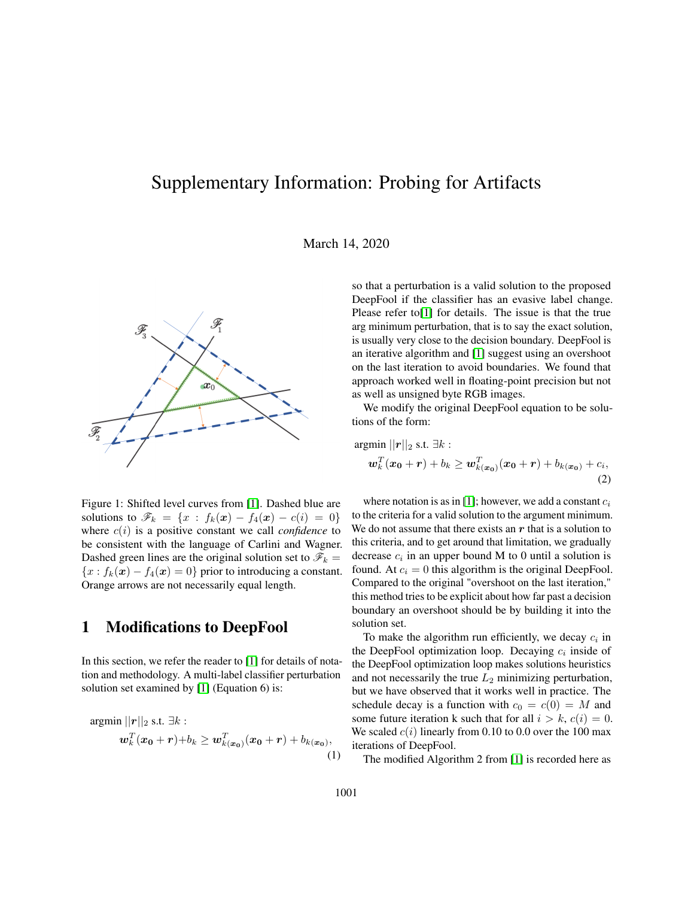# Supplementary Information: Probing for Artifacts

March 14, 2020

Figure 1: Shifted level curves from [1]. Dashed blue are solutions to $\mathscr{F}_k = \{x : f_k(\boldsymbol{x}) - f_4(\boldsymbol{x}) - c(i) = 0\}$ where $c(i)$ is a positive constant we call *confidence* to be consistent with the language of Carlini and Wagner. Dashed green lines are the original solution set to $\mathscr{F}_k = \{x : f_k(\boldsymbol{x}) - f_4(\boldsymbol{x}) = 0\}$ prior to introducing a constant. Orange arrows are not necessarily equal length.

## 1 Modifications to DeepFool

In this section, we refer the reader to [1] for details of notation and methodology. A multi-label classifier perturbation solution set examined by [1] (Equation 6) is:

$$\text{argmin } ||\boldsymbol{r}||_2 \text{ s.t. } \exists k : \boldsymbol{w}_k^T(\boldsymbol{x_0} + \boldsymbol{r}) + b_k \geq \boldsymbol{w}_{k(\boldsymbol{x_0})}^T(\boldsymbol{x_0} + \boldsymbol{r}) + b_{k(\boldsymbol{x_0})}, \tag{1}$$

so that a perturbation is a valid solution to the proposed DeepFool if the classifier has an evasive label change. Please refer to[1] for details. The issue is that the true arg minimum perturbation, that is to say the exact solution, is usually very close to the decision boundary. DeepFool is an iterative algorithm and [1] suggest using an overshoot on the last iteration to avoid boundaries. We found that approach worked well in floating-point precision but not as well as unsigned byte RGB images.

We modify the original DeepFool equation to be solutions of the form:

$$\text{argmin } ||\boldsymbol{r}||_2 \text{ s.t. } \exists k : \boldsymbol{w}_k^T(\boldsymbol{x_0} + \boldsymbol{r}) + b_k \geq \boldsymbol{w}_{k(\boldsymbol{x_0})}^T(\boldsymbol{x_0} + \boldsymbol{r}) + b_{k(\boldsymbol{x_0})} + c_i, \tag{2}$$

where notation is as in [1]; however, we add a constant $c_i$ to the criteria for a valid solution to the argument minimum. We do not assume that there exists an $\boldsymbol{r}$ that is a solution to this criteria, and to get around that limitation, we gradually decrease $c_i$ in an upper bound M to 0 until a solution is found. At $c_i = 0$ this algorithm is the original DeepFool. Compared to the original "overshoot on the last iteration," this method tries to be explicit about how far past a decision boundary an overshoot should be by building it into the solution set.

To make the algorithm run efficiently, we decay $c_i$ in the DeepFool optimization loop. Decaying $c_i$ inside of the DeepFool optimization loop makes solutions heuristics and not necessarily the true $L_2$ minimizing perturbation, but we have observed that it works well in practice. The schedule decay is a function with $c_0 = c(0) = M$ and some future iteration k such that for all $i > k$, $c(i) = 0$. We scaled $c(i)$ linearly from 0.10 to 0.0 over the 100 max iterations of DeepFool.

The modified Algorithm 2 from [1] is recorded here as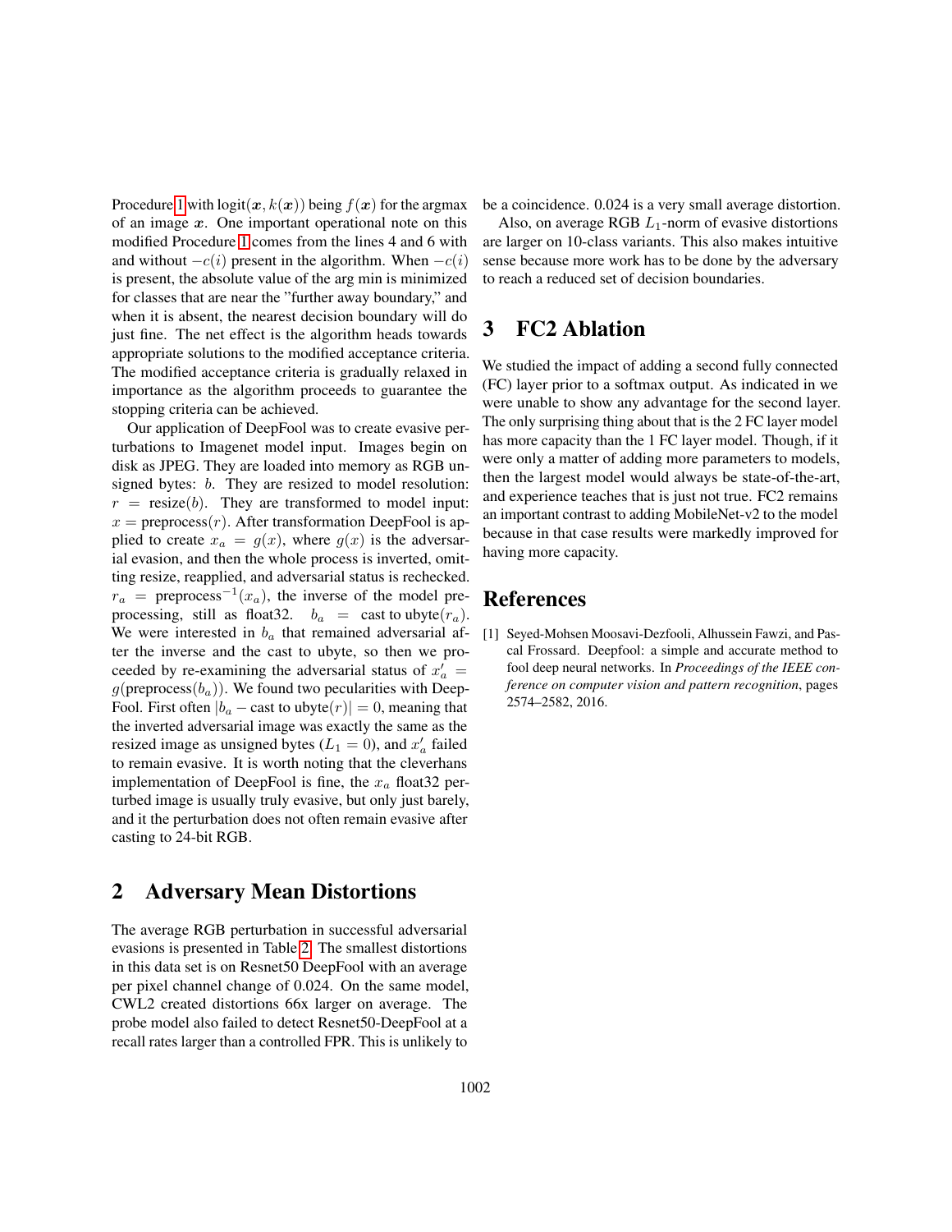Procedure 1 with $\text{logit}(\boldsymbol{x}, k(\boldsymbol{x}))$ being $f(\boldsymbol{x})$ for the argmax of an image $\boldsymbol{x}$. One important operational note on this modified Procedure 1 comes from the lines 4 and 6 with and without $-c(i)$ present in the algorithm. When $-c(i)$ is present, the absolute value of the arg min is minimized for classes that are near the "further away boundary," and when it is absent, the nearest decision boundary will do just fine. The net effect is the algorithm heads towards appropriate solutions to the modified acceptance criteria. The modified acceptance criteria is gradually relaxed in importance as the algorithm proceeds to guarantee the stopping criteria can be achieved.

Our application of DeepFool was to create evasive perturbations to Imagenet model input. Images begin on disk as JPEG. They are loaded into memory as RGB unsigned bytes: $b$. They are resized to model resolution: $r = \text{resize}(b)$. They are transformed to model input: $x = \text{preprocess}(r)$. After transformation DeepFool is applied to create $x_a = g(x)$, where $g(x)$ is the adversarial evasion, and then the whole process is inverted, omitting resize, reapplied, and adversarial status is rechecked. $r_a = \text{preprocess}^{-1}(x_a)$, the inverse of the model preprocessing, still as float32. $b_a = \text{cast to ubyte}(r_a)$. We were interested in $b_a$ that remained adversarial after the inverse and the cast to ubyte, so then we proceeded by re-examining the adversarial status of $x'_a = g(\text{preprocess}(b_a))$. We found two pecularities with DeepFool. First often $|b_a - \text{cast to ubyte}(r)| = 0$, meaning that the inverted adversarial image was exactly the same as the resized image as unsigned bytes ($L_1 = 0$), and $x'_a$ failed to remain evasive. It is worth noting that the cleverhans implementation of DeepFool is fine, the $x_a$ float32 perturbed image is usually truly evasive, but only just barely, and it the perturbation does not often remain evasive after casting to 24-bit RGB.

## 2 Adversary Mean Distortions

The average RGB perturbation in successful adversarial evasions is presented in Table 2. The smallest distortions in this data set is on Resnet50 DeepFool with an average per pixel channel change of 0.024. On the same model, CWL2 created distortions 66x larger on average. The probe model also failed to detect Resnet50-DeepFool at a recall rates larger than a controlled FPR. This is unlikely to be a coincidence. 0.024 is a very small average distortion.

Also, on average RGB $L_1$-norm of evasive distortions are larger on 10-class variants. This also makes intuitive sense because more work has to be done by the adversary to reach a reduced set of decision boundaries.

## 3 FC2 Ablation

We studied the impact of adding a second fully connected (FC) layer prior to a softmax output. As indicated in we were unable to show any advantage for the second layer. The only surprising thing about that is the 2 FC layer model has more capacity than the 1 FC layer model. Though, if it were only a matter of adding more parameters to models, then the largest model would always be state-of-the-art, and experience teaches that is just not true. FC2 remains an important contrast to adding MobileNet-v2 to the model because in that case results were markedly improved for having more capacity.

## References

[1] Seyed-Mohsen Moosavi-Dezfooli, Alhussein Fawzi, and Pascal Frossard. Deepfool: a simple and accurate method to fool deep neural networks. In *Proceedings of the IEEE conference on computer vision and pattern recognition*, pages 2574–2582, 2016.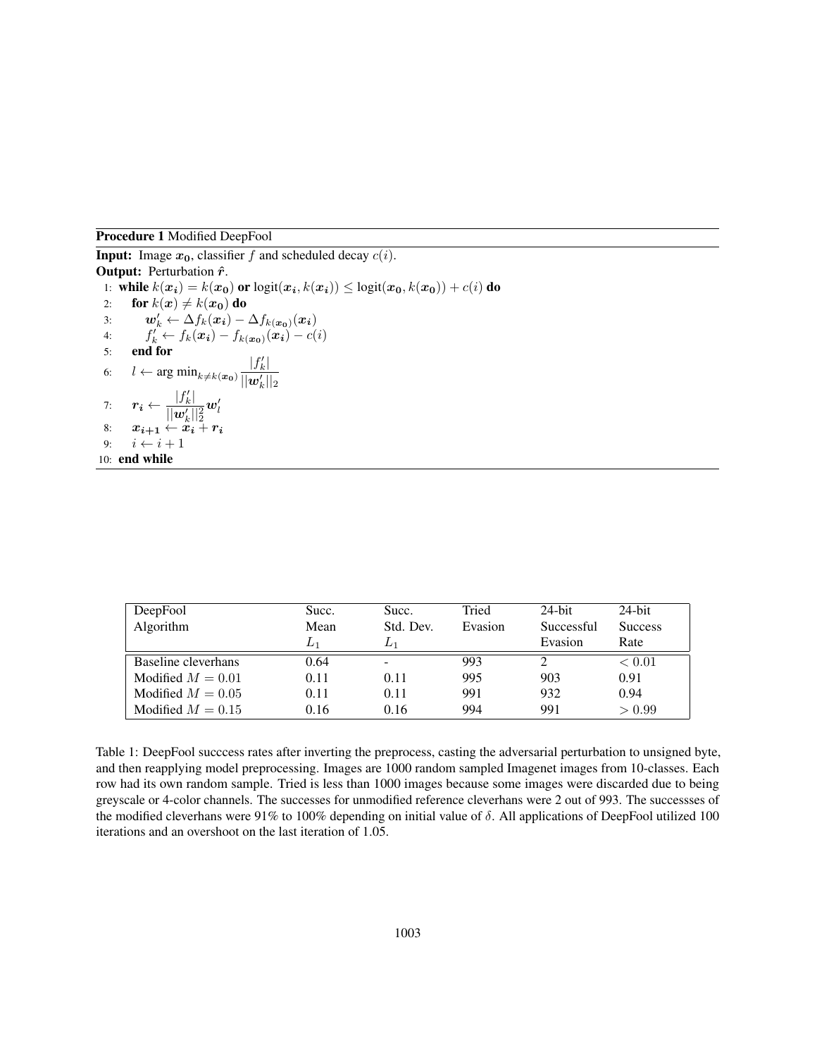**Procedure 1** Modified DeepFool

**Input:** Image $\boldsymbol{x_0}$, classifier $f$ and scheduled decay $c(i)$.

**Output:** Perturbation $\hat{\boldsymbol{r}}$.

1: **while** $k(\boldsymbol{x_i}) = k(\boldsymbol{x_0})$ **or** $\text{logit}(\boldsymbol{x_i}, k(\boldsymbol{x_i})) \leq \text{logit}(\boldsymbol{x_0}, k(\boldsymbol{x_0})) + c(i)$ **do**

2: &nbsp;&nbsp;&nbsp;&nbsp;**for** $k(\boldsymbol{x}) \neq k(\boldsymbol{x_0})$ **do**

3: &nbsp;&nbsp;&nbsp;&nbsp;&nbsp;&nbsp;&nbsp;&nbsp;$\boldsymbol{w}'_k \leftarrow \Delta f_k(\boldsymbol{x_i}) - \Delta f_{k(\boldsymbol{x_0})}(\boldsymbol{x_i})$

4: &nbsp;&nbsp;&nbsp;&nbsp;&nbsp;&nbsp;&nbsp;&nbsp;$f'_k \leftarrow f_k(\boldsymbol{x_i}) - f_{k(\boldsymbol{x_0})}(\boldsymbol{x_i}) - c(i)$

5: &nbsp;&nbsp;&nbsp;&nbsp;**end for**

6: &nbsp;&nbsp;&nbsp;&nbsp;$l \leftarrow \text{arg min}_{k \neq k(\boldsymbol{x_0})} \dfrac{|f'_k|}{||\boldsymbol{w}'_k||_2}$

7: &nbsp;&nbsp;&nbsp;&nbsp;$\boldsymbol{r_i} \leftarrow \dfrac{|f'_k|}{||\boldsymbol{w}'_k||_2^2} \boldsymbol{w}'_l$

8: &nbsp;&nbsp;&nbsp;&nbsp;$\boldsymbol{x_{i+1}} \leftarrow \boldsymbol{x_i} + \boldsymbol{r_i}$

9: &nbsp;&nbsp;&nbsp;&nbsp;$i \leftarrow i + 1$

10: **end while**

| DeepFool Algorithm | Succ. Mean $L_1$ | Succ. Std. Dev. $L_1$ | Tried Evasion | 24-bit Successful Evasion | 24-bit Success Rate |
|---|---|---|---|---|---|
| Baseline cleverhans | 0.64 | - | 993 | 2 | $< 0.01$ |
| Modified $M = 0.01$ | 0.11 | 0.11 | 995 | 903 | 0.91 |
| Modified $M = 0.05$ | 0.11 | 0.11 | 991 | 932 | 0.94 |
| Modified $M = 0.15$ | 0.16 | 0.16 | 994 | 991 | $> 0.99$ |

Table 1: DeepFool succcess rates after inverting the preprocess, casting the adversarial perturbation to unsigned byte, and then reapplying model preprocessing. Images are 1000 random sampled Imagenet images from 10-classes. Each row had its own random sample. Tried is less than 1000 images because some images were discarded due to being greyscale or 4-color channels. The successes for unmodified reference cleverhans were 2 out of 993. The successses of the modified cleverhans were 91% to 100% depending on initial value of $\delta$. All applications of DeepFool utilized 100 iterations and an overshoot on the last iteration of 1.05.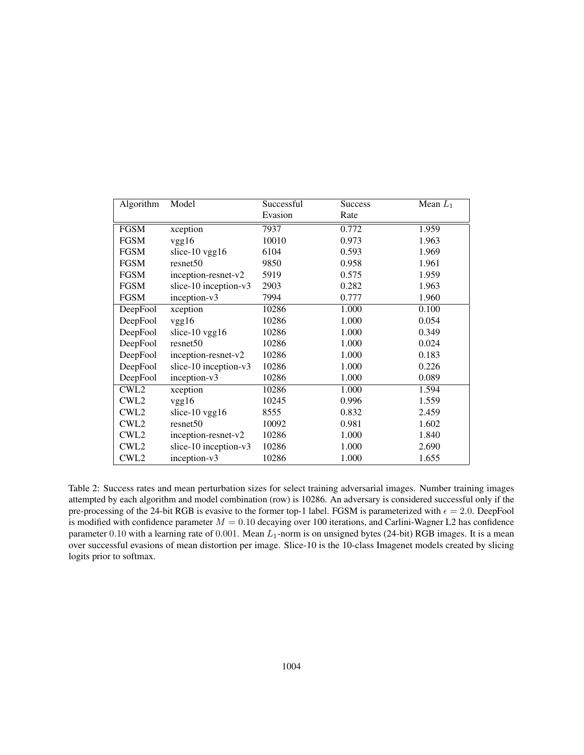| Algorithm | Model | Successful Evasion | Success Rate | Mean $L_1$ |
|---|---|---|---|---|
| FGSM | xception | 7937 | 0.772 | 1.959 |
| FGSM | vgg16 | 10010 | 0.973 | 1.963 |
| FGSM | slice-10 vgg16 | 6104 | 0.593 | 1.969 |
| FGSM | resnet50 | 9850 | 0.958 | 1.961 |
| FGSM | inception-resnet-v2 | 5919 | 0.575 | 1.959 |
| FGSM | slice-10 inception-v3 | 2903 | 0.282 | 1.963 |
| FGSM | inception-v3 | 7994 | 0.777 | 1.960 |
| DeepFool | xception | 10286 | 1.000 | 0.100 |
| DeepFool | vgg16 | 10286 | 1.000 | 0.054 |
| DeepFool | slice-10 vgg16 | 10286 | 1.000 | 0.349 |
| DeepFool | resnet50 | 10286 | 1.000 | 0.024 |
| DeepFool | inception-resnet-v2 | 10286 | 1.000 | 0.183 |
| DeepFool | slice-10 inception-v3 | 10286 | 1.000 | 0.226 |
| DeepFool | inception-v3 | 10286 | 1.000 | 0.089 |
| CWL2 | xception | 10286 | 1.000 | 1.594 |
| CWL2 | vgg16 | 10245 | 0.996 | 1.559 |
| CWL2 | slice-10 vgg16 | 8555 | 0.832 | 2.459 |
| CWL2 | resnet50 | 10092 | 0.981 | 1.602 |
| CWL2 | inception-resnet-v2 | 10286 | 1.000 | 1.840 |
| CWL2 | slice-10 inception-v3 | 10286 | 1.000 | 2.690 |
| CWL2 | inception-v3 | 10286 | 1.000 | 1.655 |

Table 2: Success rates and mean perturbation sizes for select training adversarial images. Number training images attempted by each algorithm and model combination (row) is 10286. An adversary is considered successful only if the pre-processing of the 24-bit RGB is evasive to the former top-1 label. FGSM is parameterized with $\epsilon = 2.0$. DeepFool is modified with confidence parameter $M = 0.10$ decaying over 100 iterations, and Carlini-Wagner L2 has confidence parameter $0.10$ with a learning rate of $0.001$. Mean $L_1$-norm is on unsigned bytes (24-bit) RGB images. It is a mean over successful evasions of mean distortion per image. Slice-10 is the 10-class Imagenet models created by slicing logits prior to softmax.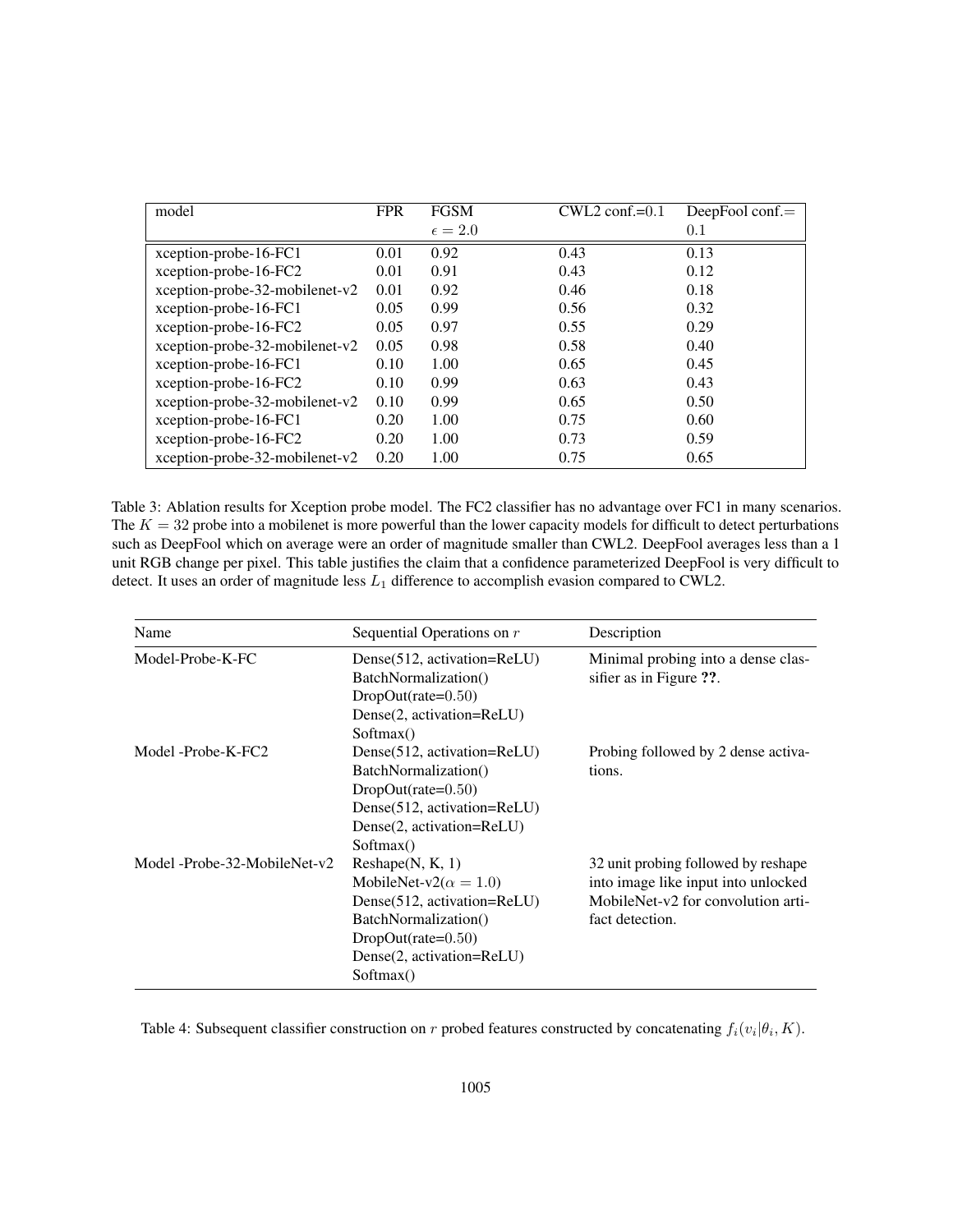| model | FPR | FGSM $\epsilon = 2.0$ | CWL2 conf.=0.1 | DeepFool conf.= 0.1 |
|---|---|---|---|---|
| xception-probe-16-FC1 | 0.01 | 0.92 | 0.43 | 0.13 |
| xception-probe-16-FC2 | 0.01 | 0.91 | 0.43 | 0.12 |
| xception-probe-32-mobilenet-v2 | 0.01 | 0.92 | 0.46 | 0.18 |
| xception-probe-16-FC1 | 0.05 | 0.99 | 0.56 | 0.32 |
| xception-probe-16-FC2 | 0.05 | 0.97 | 0.55 | 0.29 |
| xception-probe-32-mobilenet-v2 | 0.05 | 0.98 | 0.58 | 0.40 |
| xception-probe-16-FC1 | 0.10 | 1.00 | 0.65 | 0.45 |
| xception-probe-16-FC2 | 0.10 | 0.99 | 0.63 | 0.43 |
| xception-probe-32-mobilenet-v2 | 0.10 | 0.99 | 0.65 | 0.50 |
| xception-probe-16-FC1 | 0.20 | 1.00 | 0.75 | 0.60 |
| xception-probe-16-FC2 | 0.20 | 1.00 | 0.73 | 0.59 |
| xception-probe-32-mobilenet-v2 | 0.20 | 1.00 | 0.75 | 0.65 |

Table 3: Ablation results for Xception probe model. The FC2 classifier has no advantage over FC1 in many scenarios. The $K = 32$ probe into a mobilenet is more powerful than the lower capacity models for difficult to detect perturbations such as DeepFool which on average were an order of magnitude smaller than CWL2. DeepFool averages less than a 1 unit RGB change per pixel. This table justifies the claim that a confidence parameterized DeepFool is very difficult to detect. It uses an order of magnitude less $L_1$ difference to accomplish evasion compared to CWL2.

| Name | Sequential Operations on $r$ | Description |
|---|---|---|
| Model-Probe-K-FC | Dense(512, activation=ReLU)<br>BatchNormalization()<br>DropOut(rate=0.50)<br>Dense(2, activation=ReLU)<br>Softmax() | Minimal probing into a dense classifier as in Figure **??**. |
| Model -Probe-K-FC2 | Dense(512, activation=ReLU)<br>BatchNormalization()<br>DropOut(rate=0.50)<br>Dense(512, activation=ReLU)<br>Dense(2, activation=ReLU)<br>Softmax() | Probing followed by 2 dense activations. |
| Model -Probe-32-MobileNet-v2 | Reshape(N, K, 1)<br>MobileNet-v2($\alpha = 1.0$)<br>Dense(512, activation=ReLU)<br>BatchNormalization()<br>DropOut(rate=0.50)<br>Dense(2, activation=ReLU)<br>Softmax() | 32 unit probing followed by reshape into image like input into unlocked MobileNet-v2 for convolution artifact detection. |

Table 4: Subsequent classifier construction on $r$ probed features constructed by concatenating $f_i(v_i|\theta_i, K)$.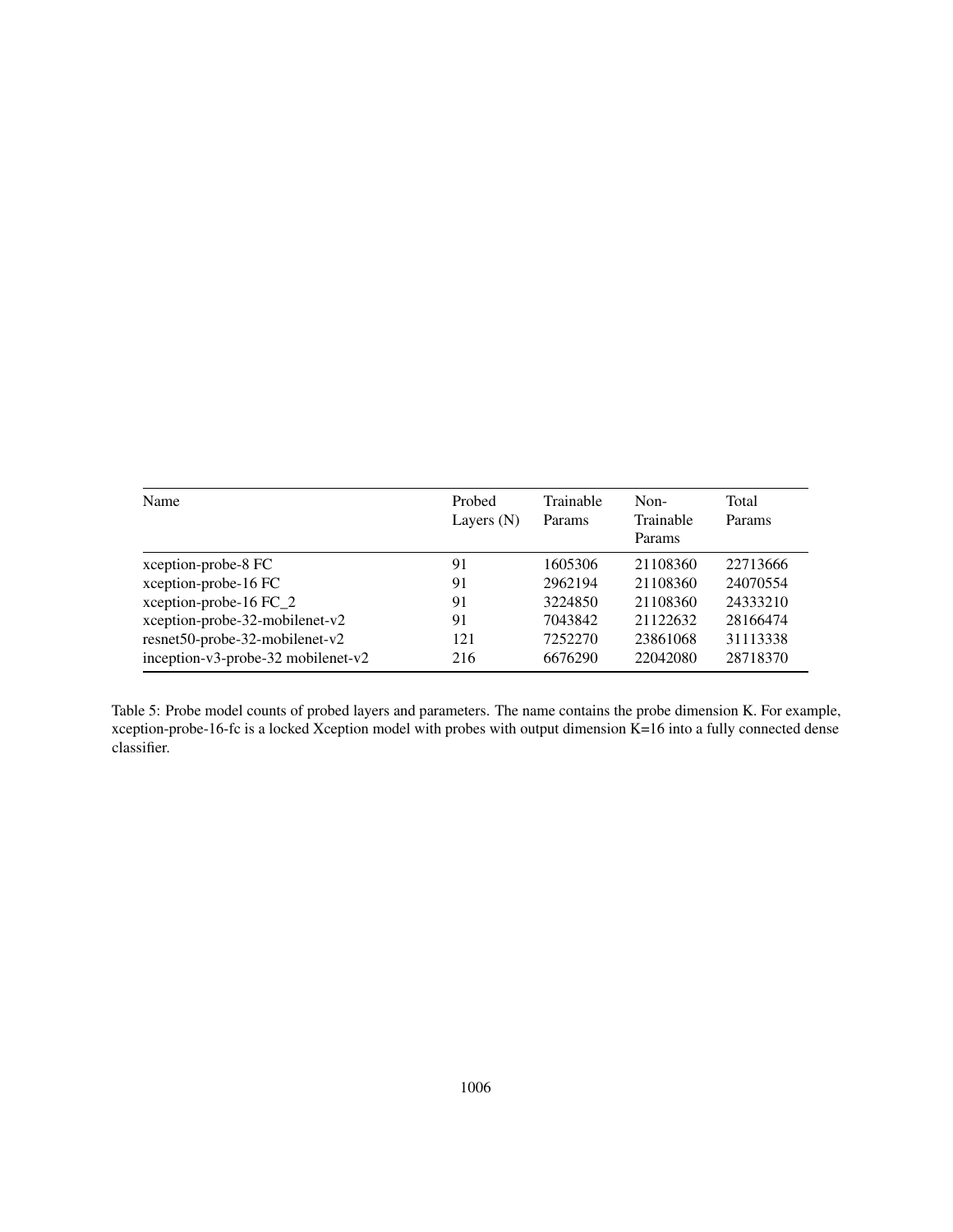| Name | Probed Layers (N) | Trainable Params | Non-Trainable Params | Total Params |
|---|---|---|---|---|
| xception-probe-8 FC | 91 | 1605306 | 21108360 | 22713666 |
| xception-probe-16 FC | 91 | 2962194 | 21108360 | 24070554 |
| xception-probe-16 FC_2 | 91 | 3224850 | 21108360 | 24333210 |
| xception-probe-32-mobilenet-v2 | 91 | 7043842 | 21122632 | 28166474 |
| resnet50-probe-32-mobilenet-v2 | 121 | 7252270 | 23861068 | 31113338 |
| inception-v3-probe-32 mobilenet-v2 | 216 | 6676290 | 22042080 | 28718370 |

Table 5: Probe model counts of probed layers and parameters. The name contains the probe dimension K. For example, xception-probe-16-fc is a locked Xception model with probes with output dimension K=16 into a fully connected dense classifier.